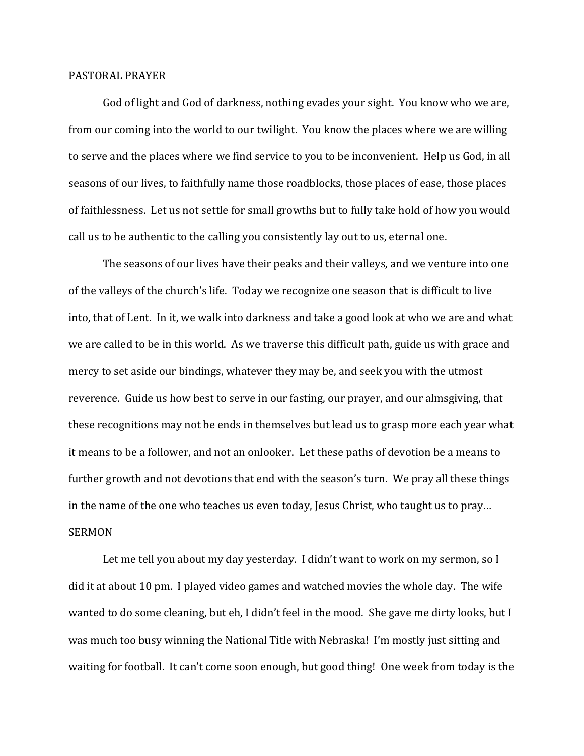PASTORAL PRAYER

God of light and God of darkness, nothing evades your sight. You know who we are, from our coming into the world to our twilight. You know the places where we are willing to serve and the places where we find service to you to be inconvenient. Help us God, in all seasons of our lives, to faithfully name those roadblocks, those places of ease, those places of faithlessness. Let us not settle for small growths but to fully take hold of how you would call us to be authentic to the calling you consistently lay out to us, eternal one.

The seasons of our lives have their peaks and their valleys, and we venture into one of the valleys of the church's life. Today we recognize one season that is difficult to live into, that of Lent. In it, we walk into darkness and take a good look at who we are and what we are called to be in this world. As we traverse this difficult path, guide us with grace and mercy to set aside our bindings, whatever they may be, and seek you with the utmost reverence. Guide us how best to serve in our fasting, our prayer, and our almsgiving, that these recognitions may not be ends in themselves but lead us to grasp more each year what it means to be a follower, and not an onlooker. Let these paths of devotion be a means to further growth and not devotions that end with the season's turn. We pray all these things in the name of the one who teaches us even today, Jesus Christ, who taught us to pray…

SERMON

Let me tell you about my day yesterday. I didn't want to work on my sermon, so I did it at about 10 pm. I played video games and watched movies the whole day. The wife wanted to do some cleaning, but eh, I didn't feel in the mood. She gave me dirty looks, but I was much too busy winning the National Title with Nebraska! I'm mostly just sitting and waiting for football. It can't come soon enough, but good thing! One week from today is the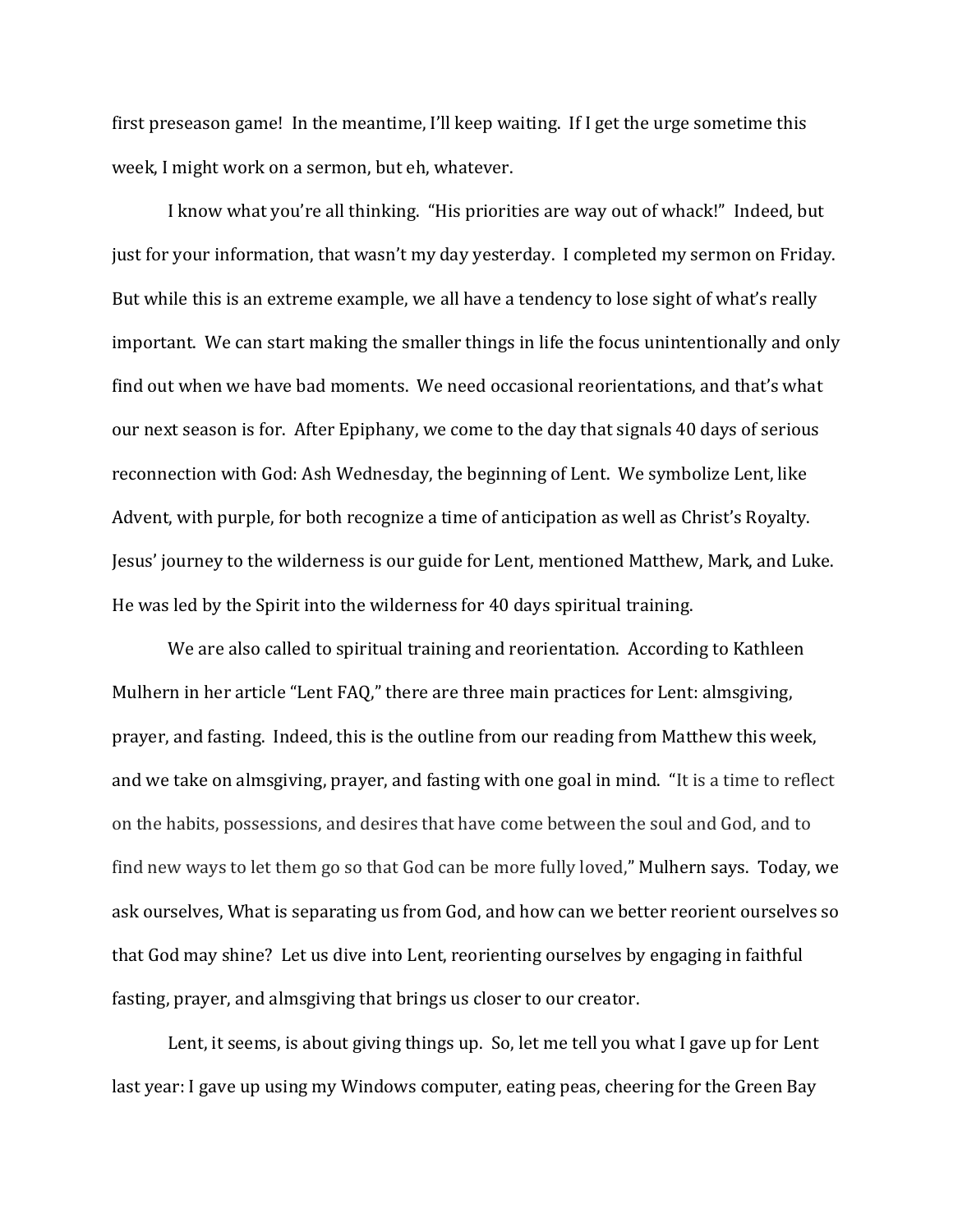first preseason game!  In the meantime, I'll keep waiting.  If I get the urge sometime this week, I might work on a sermon, but eh, whatever.

I know what you're all thinking.  "His priorities are way out of whack!"  Indeed, but just for your information, that wasn't my day yesterday.  I completed my sermon on Friday.  But while this is an extreme example, we all have a tendency to lose sight of what's really important.  We can start making the smaller things in life the focus unintentionally and only find out when we have bad moments.  We need occasional reorientations, and that's what our next season is for.  After Epiphany, we come to the day that signals 40 days of serious reconnection with God: Ash Wednesday, the beginning of Lent.  We symbolize Lent, like Advent, with purple, for both recognize a time of anticipation as well as Christ's Royalty.  Jesus' journey to the wilderness is our guide for Lent, mentioned Matthew, Mark, and Luke.  He was led by the Spirit into the wilderness for 40 days spiritual training.

We are also called to spiritual training and reorientation.  According to Kathleen Mulhern in her article "Lent FAQ," there are three main practices for Lent: almsgiving, prayer, and fasting.  Indeed, this is the outline from our reading from Matthew this week, and we take on almsgiving, prayer, and fasting with one goal in mind.  "It is a time to reflect on the habits, possessions, and desires that have come between the soul and God, and to find new ways to let them go so that God can be more fully loved," Mulhern says.  Today, we ask ourselves, What is separating us from God, and how can we better reorient ourselves so that God may shine?  Let us dive into Lent, reorienting ourselves by engaging in faithful fasting, prayer, and almsgiving that brings us closer to our creator.

Lent, it seems, is about giving things up.  So, let me tell you what I gave up for Lent last year: I gave up using my Windows computer, eating peas, cheering for the Green Bay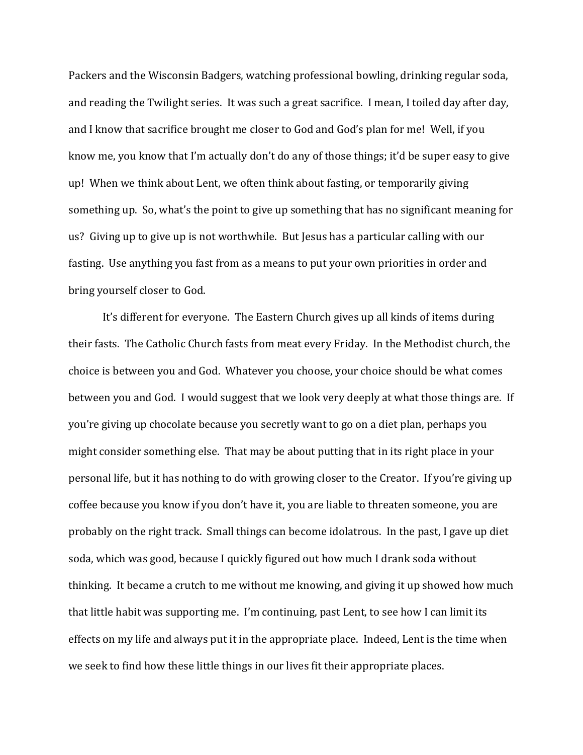Packers and the Wisconsin Badgers, watching professional bowling, drinking regular soda, and reading the Twilight series. It was such a great sacrifice. I mean, I toiled day after day, and I know that sacrifice brought me closer to God and God's plan for me! Well, if you know me, you know that I'm actually don't do any of those things; it'd be super easy to give up! When we think about Lent, we often think about fasting, or temporarily giving something up. So, what's the point to give up something that has no significant meaning for us? Giving up to give up is not worthwhile. But Jesus has a particular calling with our fasting. Use anything you fast from as a means to put your own priorities in order and bring yourself closer to God.

It's different for everyone. The Eastern Church gives up all kinds of items during their fasts. The Catholic Church fasts from meat every Friday. In the Methodist church, the choice is between you and God. Whatever you choose, your choice should be what comes between you and God. I would suggest that we look very deeply at what those things are. If you're giving up chocolate because you secretly want to go on a diet plan, perhaps you might consider something else. That may be about putting that in its right place in your personal life, but it has nothing to do with growing closer to the Creator. If you're giving up coffee because you know if you don't have it, you are liable to threaten someone, you are probably on the right track. Small things can become idolatrous. In the past, I gave up diet soda, which was good, because I quickly figured out how much I drank soda without thinking. It became a crutch to me without me knowing, and giving it up showed how much that little habit was supporting me. I'm continuing, past Lent, to see how I can limit its effects on my life and always put it in the appropriate place. Indeed, Lent is the time when we seek to find how these little things in our lives fit their appropriate places.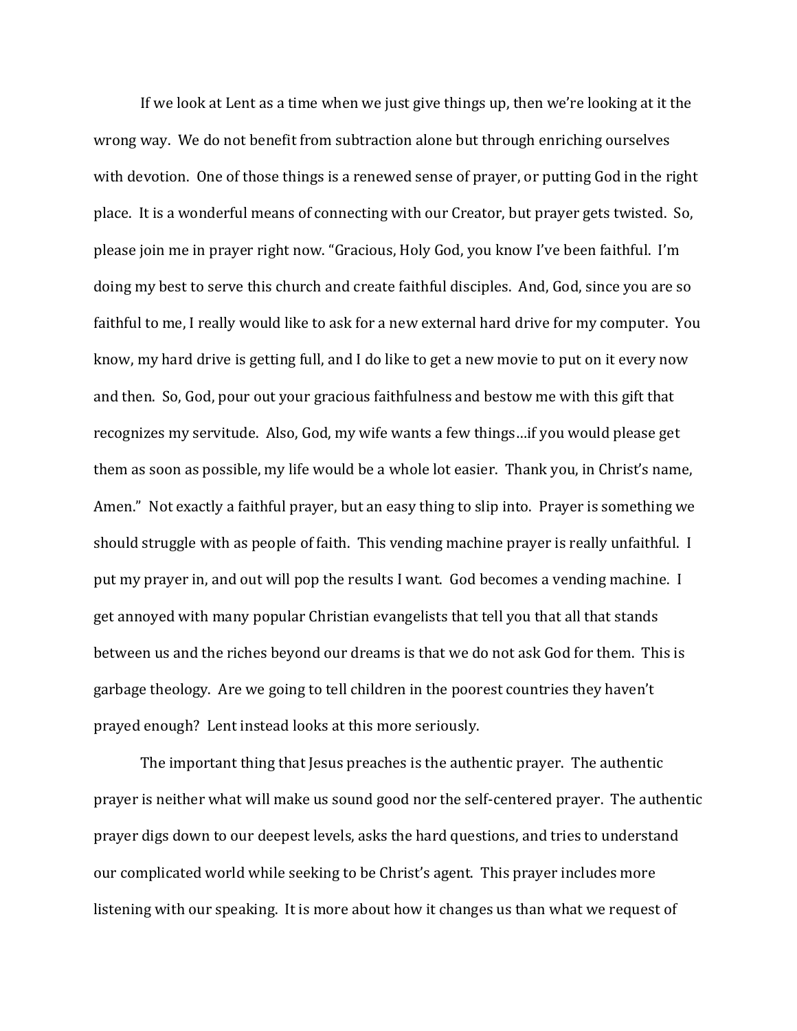If we look at Lent as a time when we just give things up, then we're looking at it the wrong way. We do not benefit from subtraction alone but through enriching ourselves with devotion. One of those things is a renewed sense of prayer, or putting God in the right place. It is a wonderful means of connecting with our Creator, but prayer gets twisted. So, please join me in prayer right now. "Gracious, Holy God, you know I've been faithful. I'm doing my best to serve this church and create faithful disciples. And, God, since you are so faithful to me, I really would like to ask for a new external hard drive for my computer. You know, my hard drive is getting full, and I do like to get a new movie to put on it every now and then. So, God, pour out your gracious faithfulness and bestow me with this gift that recognizes my servitude. Also, God, my wife wants a few things…if you would please get them as soon as possible, my life would be a whole lot easier. Thank you, in Christ's name, Amen." Not exactly a faithful prayer, but an easy thing to slip into. Prayer is something we should struggle with as people of faith. This vending machine prayer is really unfaithful. I put my prayer in, and out will pop the results I want. God becomes a vending machine. I get annoyed with many popular Christian evangelists that tell you that all that stands between us and the riches beyond our dreams is that we do not ask God for them. This is garbage theology. Are we going to tell children in the poorest countries they haven't prayed enough? Lent instead looks at this more seriously.

The important thing that Jesus preaches is the authentic prayer. The authentic prayer is neither what will make us sound good nor the self-centered prayer. The authentic prayer digs down to our deepest levels, asks the hard questions, and tries to understand our complicated world while seeking to be Christ's agent. This prayer includes more listening with our speaking. It is more about how it changes us than what we request of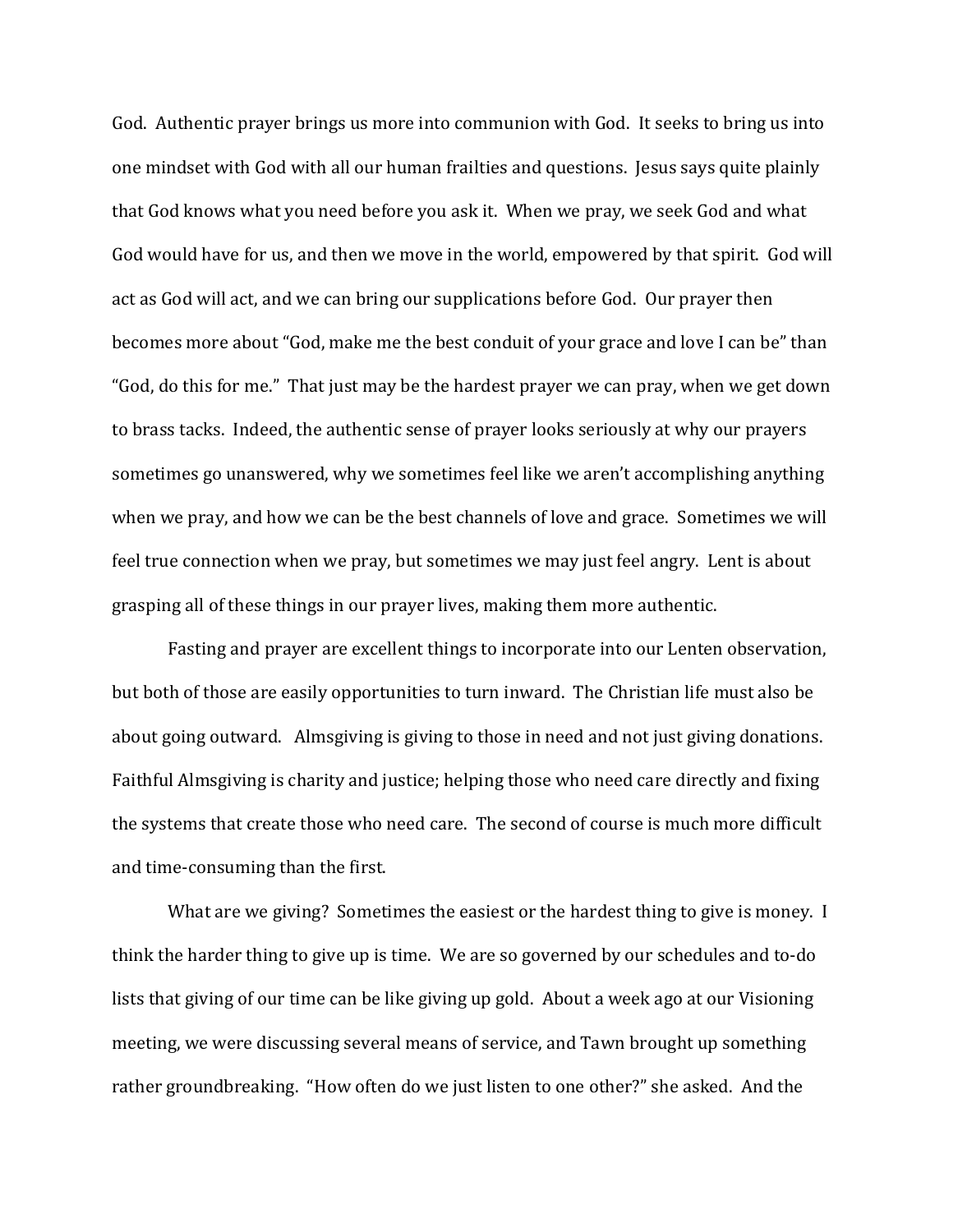God. Authentic prayer brings us more into communion with God. It seeks to bring us into one mindset with God with all our human frailties and questions. Jesus says quite plainly that God knows what you need before you ask it. When we pray, we seek God and what God would have for us, and then we move in the world, empowered by that spirit. God will act as God will act, and we can bring our supplications before God. Our prayer then becomes more about "God, make me the best conduit of your grace and love I can be" than "God, do this for me." That just may be the hardest prayer we can pray, when we get down to brass tacks. Indeed, the authentic sense of prayer looks seriously at why our prayers sometimes go unanswered, why we sometimes feel like we aren't accomplishing anything when we pray, and how we can be the best channels of love and grace. Sometimes we will feel true connection when we pray, but sometimes we may just feel angry. Lent is about grasping all of these things in our prayer lives, making them more authentic.

Fasting and prayer are excellent things to incorporate into our Lenten observation, but both of those are easily opportunities to turn inward. The Christian life must also be about going outward. Almsgiving is giving to those in need and not just giving donations. Faithful Almsgiving is charity and justice; helping those who need care directly and fixing the systems that create those who need care. The second of course is much more difficult and time-consuming than the first.

What are we giving? Sometimes the easiest or the hardest thing to give is money. I think the harder thing to give up is time. We are so governed by our schedules and to-do lists that giving of our time can be like giving up gold. About a week ago at our Visioning meeting, we were discussing several means of service, and Tawn brought up something rather groundbreaking. "How often do we just listen to one other?" she asked. And the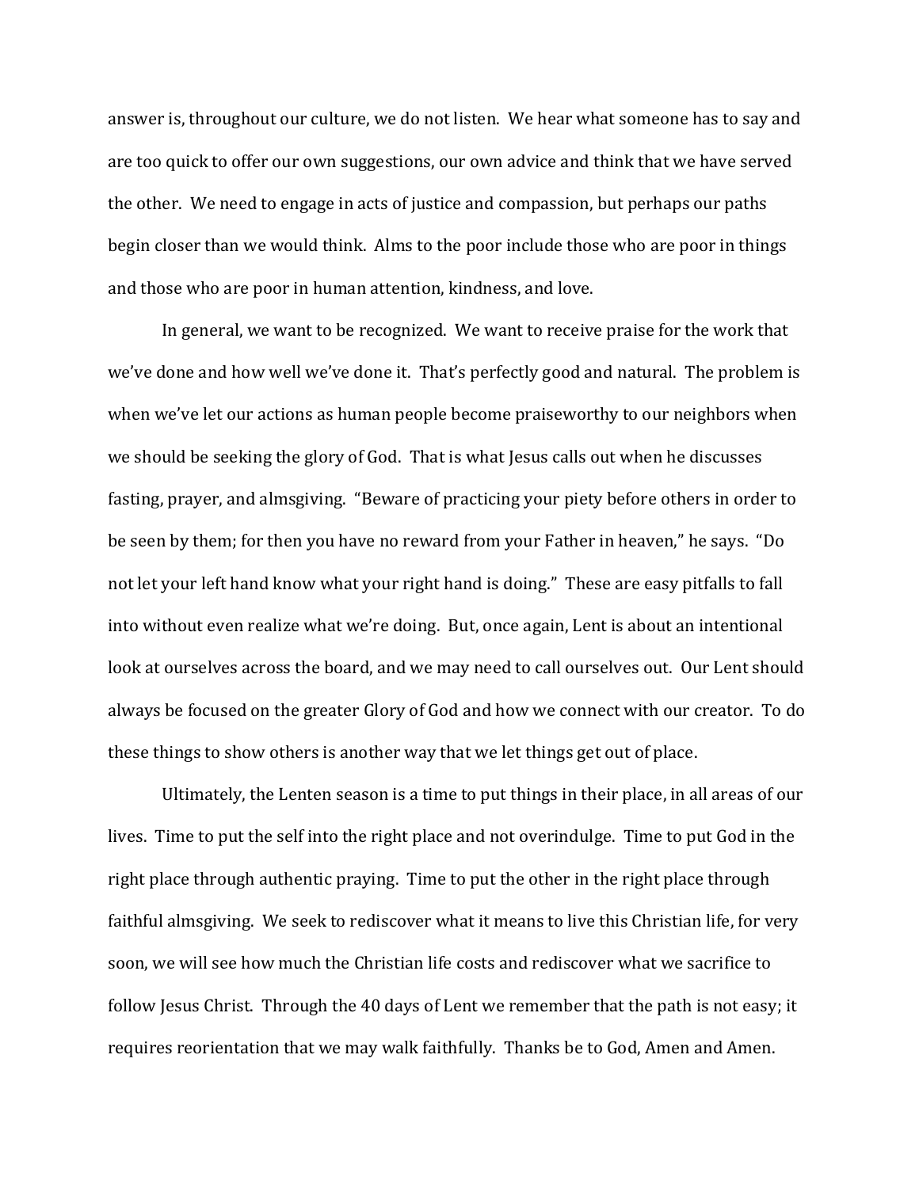answer is, throughout our culture, we do not listen. We hear what someone has to say and are too quick to offer our own suggestions, our own advice and think that we have served the other. We need to engage in acts of justice and compassion, but perhaps our paths begin closer than we would think. Alms to the poor include those who are poor in things and those who are poor in human attention, kindness, and love.

In general, we want to be recognized. We want to receive praise for the work that we've done and how well we've done it. That's perfectly good and natural. The problem is when we've let our actions as human people become praiseworthy to our neighbors when we should be seeking the glory of God. That is what Jesus calls out when he discusses fasting, prayer, and almsgiving. "Beware of practicing your piety before others in order to be seen by them; for then you have no reward from your Father in heaven," he says. "Do not let your left hand know what your right hand is doing." These are easy pitfalls to fall into without even realize what we're doing. But, once again, Lent is about an intentional look at ourselves across the board, and we may need to call ourselves out. Our Lent should always be focused on the greater Glory of God and how we connect with our creator. To do these things to show others is another way that we let things get out of place.

Ultimately, the Lenten season is a time to put things in their place, in all areas of our lives. Time to put the self into the right place and not overindulge. Time to put God in the right place through authentic praying. Time to put the other in the right place through faithful almsgiving. We seek to rediscover what it means to live this Christian life, for very soon, we will see how much the Christian life costs and rediscover what we sacrifice to follow Jesus Christ. Through the 40 days of Lent we remember that the path is not easy; it requires reorientation that we may walk faithfully. Thanks be to God, Amen and Amen.